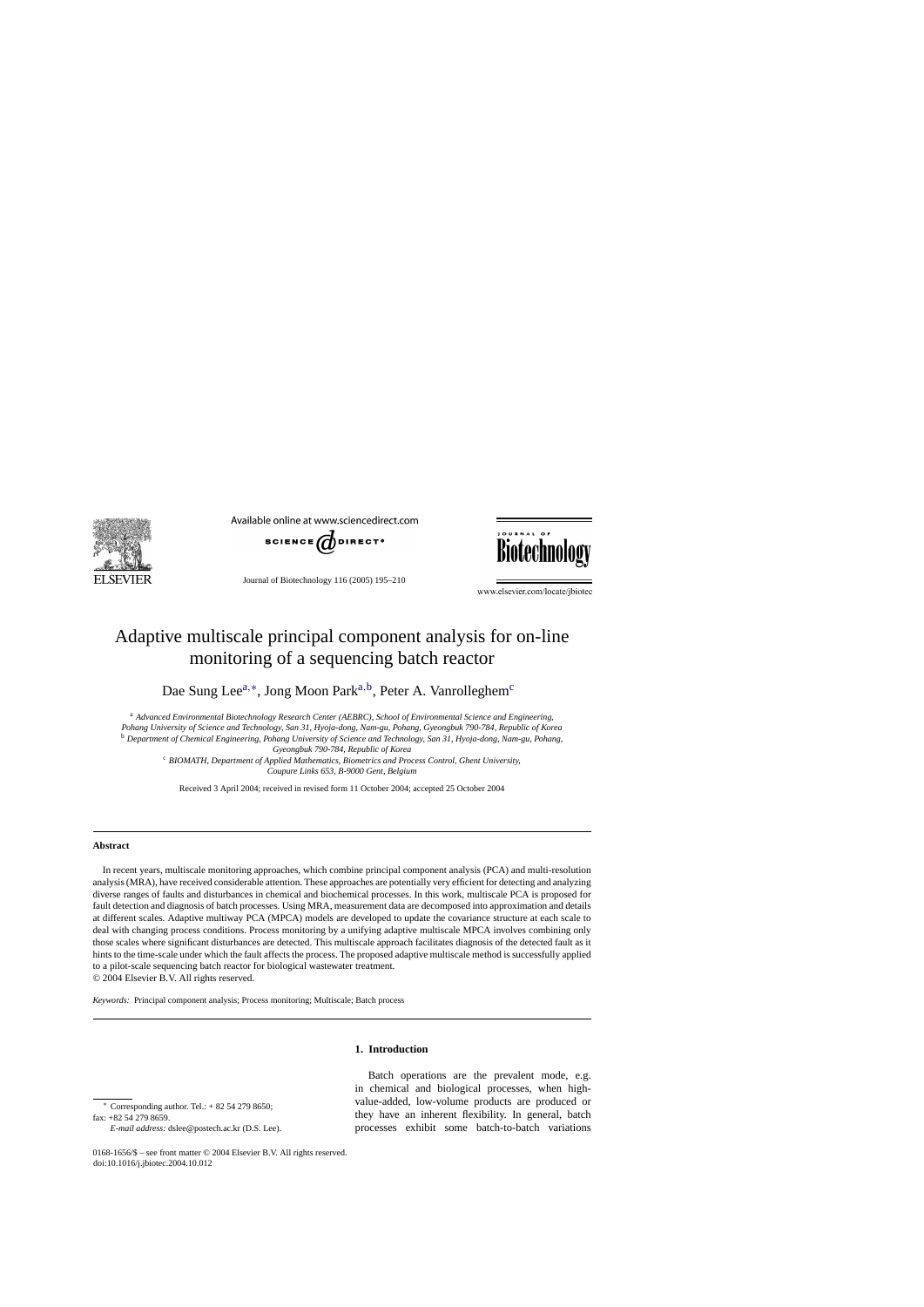# Adaptive multiscale principal component analysis for on-line monitoring of a sequencing batch reactor

Dae Sung Lee[a,*], Jong Moon Park[a,b], Peter A. Vanrolleghem[c]

[a] *Advanced Environmental Biotechnology Research Center (AEBRC), School of Environmental Science and Engineering, Pohang University of Science and Technology, San 31, Hyoja-dong, Nam-gu, Pohang, Gyeongbuk 790-784, Republic of Korea*

[b] *Department of Chemical Engineering, Pohang University of Science and Technology, San 31, Hyoja-dong, Nam-gu, Pohang, Gyeongbuk 790-784, Republic of Korea*

[c] *BIOMATH, Department of Applied Mathematics, Biometrics and Process Control, Ghent University, Coupure Links 653, B-9000 Gent, Belgium*

Received 3 April 2004; received in revised form 11 October 2004; accepted 25 October 2004

## Abstract

In recent years, multiscale monitoring approaches, which combine principal component analysis (PCA) and multi-resolution analysis (MRA), have received considerable attention. These approaches are potentially very efficient for detecting and analyzing diverse ranges of faults and disturbances in chemical and biochemical processes. In this work, multiscale PCA is proposed for fault detection and diagnosis of batch processes. Using MRA, measurement data are decomposed into approximation and details at different scales. Adaptive multiway PCA (MPCA) models are developed to update the covariance structure at each scale to deal with changing process conditions. Process monitoring by a unifying adaptive multiscale MPCA involves combining only those scales where significant disturbances are detected. This multiscale approach facilitates diagnosis of the detected fault as it hints to the time-scale under which the fault affects the process. The proposed adaptive multiscale method is successfully applied to a pilot-scale sequencing batch reactor for biological wastewater treatment.

© 2004 Elsevier B.V. All rights reserved.

*Keywords:* Principal component analysis; Process monitoring; Multiscale; Batch process

## 1. Introduction

Batch operations are the prevalent mode, e.g. in chemical and biological processes, when high-value-added, low-volume products are produced or they have an inherent flexibility. In general, batch processes exhibit some batch-to-batch variations

\* Corresponding author. Tel.: + 82 54 279 8650; fax: +82 54 279 8659.
*E-mail address:* dslee@postech.ac.kr (D.S. Lee).

0168-1656/$ – see front matter © 2004 Elsevier B.V. All rights reserved.
doi:10.1016/j.jbiotec.2004.10.012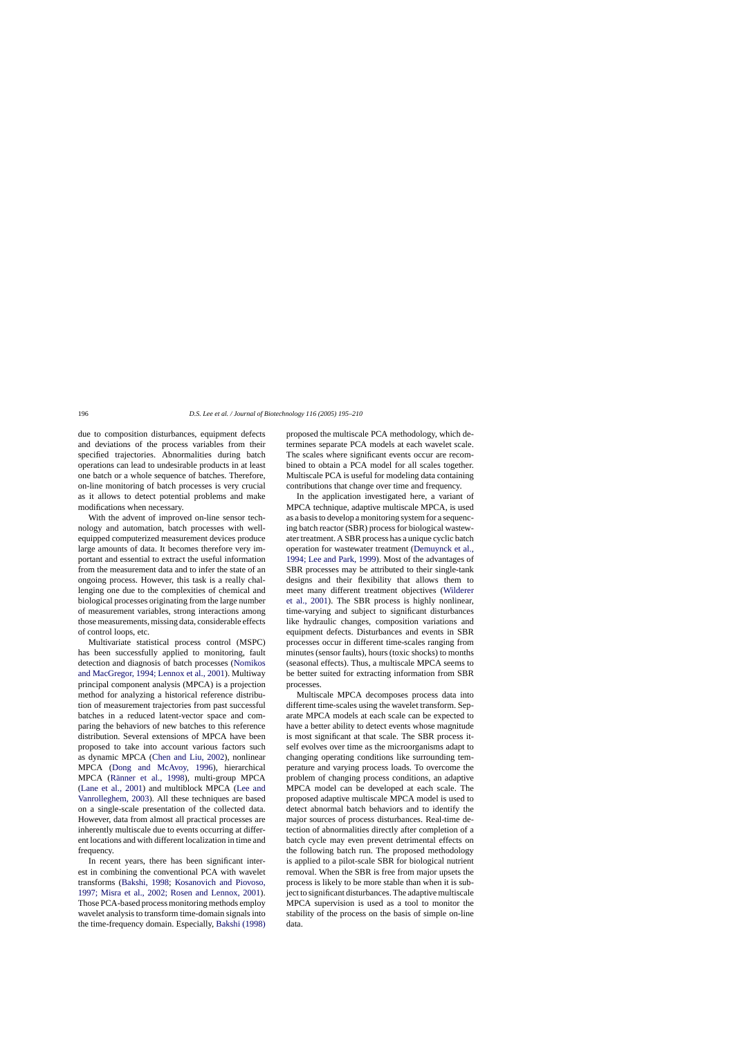due to composition disturbances, equipment defects and deviations of the process variables from their specified trajectories. Abnormalities during batch operations can lead to undesirable products in at least one batch or a whole sequence of batches. Therefore, on-line monitoring of batch processes is very crucial as it allows to detect potential problems and make modifications when necessary.

With the advent of improved on-line sensor technology and automation, batch processes with well-equipped computerized measurement devices produce large amounts of data. It becomes therefore very important and essential to extract the useful information from the measurement data and to infer the state of an ongoing process. However, this task is a really challenging one due to the complexities of chemical and biological processes originating from the large number of measurement variables, strong interactions among those measurements, missing data, considerable effects of control loops, etc.

Multivariate statistical process control (MSPC) has been successfully applied to monitoring, fault detection and diagnosis of batch processes (Nomikos and MacGregor, 1994; Lennox et al., 2001). Multiway principal component analysis (MPCA) is a projection method for analyzing a historical reference distribution of measurement trajectories from past successful batches in a reduced latent-vector space and comparing the behaviors of new batches to this reference distribution. Several extensions of MPCA have been proposed to take into account various factors such as dynamic MPCA (Chen and Liu, 2002), nonlinear MPCA (Dong and McAvoy, 1996), hierarchical MPCA (Ränner et al., 1998), multi-group MPCA (Lane et al., 2001) and multiblock MPCA (Lee and Vanrolleghem, 2003). All these techniques are based on a single-scale presentation of the collected data. However, data from almost all practical processes are inherently multiscale due to events occurring at different locations and with different localization in time and frequency.

In recent years, there has been significant interest in combining the conventional PCA with wavelet transforms (Bakshi, 1998; Kosanovich and Piovoso, 1997; Misra et al., 2002; Rosen and Lennox, 2001). Those PCA-based process monitoring methods employ wavelet analysis to transform time-domain signals into the time-frequency domain. Especially, Bakshi (1998) proposed the multiscale PCA methodology, which determines separate PCA models at each wavelet scale. The scales where significant events occur are recombined to obtain a PCA model for all scales together. Multiscale PCA is useful for modeling data containing contributions that change over time and frequency.

In the application investigated here, a variant of MPCA technique, adaptive multiscale MPCA, is used as a basis to develop a monitoring system for a sequencing batch reactor (SBR) process for biological wastewater treatment. A SBR process has a unique cyclic batch operation for wastewater treatment (Demuynck et al., 1994; Lee and Park, 1999). Most of the advantages of SBR processes may be attributed to their single-tank designs and their flexibility that allows them to meet many different treatment objectives (Wilderer et al., 2001). The SBR process is highly nonlinear, time-varying and subject to significant disturbances like hydraulic changes, composition variations and equipment defects. Disturbances and events in SBR processes occur in different time-scales ranging from minutes (sensor faults), hours (toxic shocks) to months (seasonal effects). Thus, a multiscale MPCA seems to be better suited for extracting information from SBR processes.

Multiscale MPCA decomposes process data into different time-scales using the wavelet transform. Separate MPCA models at each scale can be expected to have a better ability to detect events whose magnitude is most significant at that scale. The SBR process itself evolves over time as the microorganisms adapt to changing operating conditions like surrounding temperature and varying process loads. To overcome the problem of changing process conditions, an adaptive MPCA model can be developed at each scale. The proposed adaptive multiscale MPCA model is used to detect abnormal batch behaviors and to identify the major sources of process disturbances. Real-time detection of abnormalities directly after completion of a batch cycle may even prevent detrimental effects on the following batch run. The proposed methodology is applied to a pilot-scale SBR for biological nutrient removal. When the SBR is free from major upsets the process is likely to be more stable than when it is subject to significant disturbances. The adaptive multiscale MPCA supervision is used as a tool to monitor the stability of the process on the basis of simple on-line data.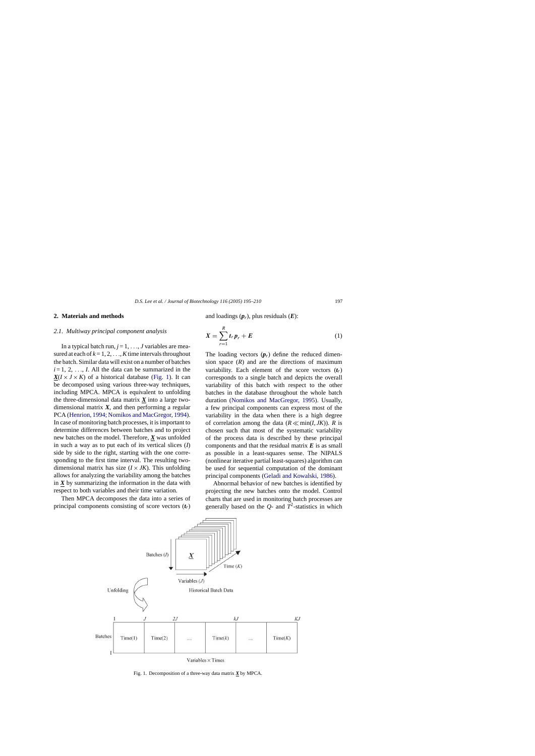## 2. Materials and methods

### 2.1. Multiway principal component analysis

In a typical batch run, $j = 1, \ldots, J$ variables are measured at each of $k = 1, 2, \ldots, K$ time intervals throughout the batch. Similar data will exist on a number of batches $i = 1, 2, \ldots, I$. All the data can be summarized in the $\underline{\boldsymbol{X}}(I \times J \times K)$ of a historical database (Fig. 1). It can be decomposed using various three-way techniques, including MPCA. MPCA is equivalent to unfolding the three-dimensional data matrix $\underline{\boldsymbol{X}}$ into a large two-dimensional matrix $\boldsymbol{X}$, and then performing a regular PCA (Henrion, 1994; Nomikos and MacGregor, 1994). In case of monitoring batch processes, it is important to determine differences between batches and to project new batches on the model. Therefore, $\underline{\boldsymbol{X}}$ was unfolded in such a way as to put each of its vertical slices ($I$) side by side to the right, starting with the one corresponding to the first time interval. The resulting two-dimensional matrix has size ($I \times JK$). This unfolding allows for analyzing the variability among the batches in $\underline{\boldsymbol{X}}$ by summarizing the information in the data with respect to both variables and their time variation.

Then MPCA decomposes the data into a series of principal components consisting of score vectors ($\boldsymbol{t}_r$) and loadings ($\boldsymbol{p}_r$), plus residuals ($\boldsymbol{E}$):

$$\boldsymbol{X} = \sum_{r=1}^{R} \boldsymbol{t}_r \boldsymbol{p}_r + \boldsymbol{E} \tag{1}$$

The loading vectors ($\boldsymbol{p}_r$) define the reduced dimension space ($R$) and are the directions of maximum variability. Each element of the score vectors ($\boldsymbol{t}_r$) corresponds to a single batch and depicts the overall variability of this batch with respect to the other batches in the database throughout the whole batch duration (Nomikos and MacGregor, 1995). Usually, a few principal components can express most of the variability in the data when there is a high degree of correlation among the data ($R \ll \min(I, JK)$). $R$ is chosen such that most of the systematic variability of the process data is described by these principal components and that the residual matrix $\boldsymbol{E}$ is as small as possible in a least-squares sense. The NIPALS (nonlinear iterative partial least-squares) algorithm can be used for sequential computation of the dominant principal components (Geladi and Kowalski, 1986).

Abnormal behavior of new batches is identified by projecting the new batches onto the model. Control charts that are used in monitoring batch processes are generally based on the $Q$- and $T^2$-statistics in which

Fig. 1. Decomposition of a three-way data matrix $\underline{\boldsymbol{X}}$ by MPCA.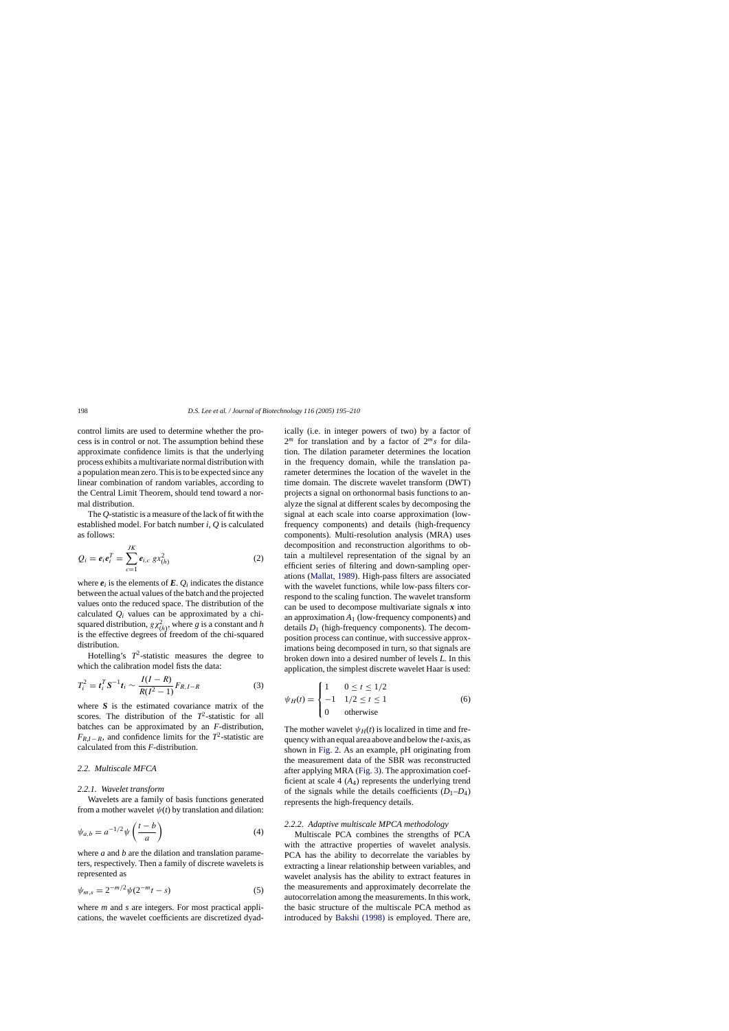control limits are used to determine whether the process is in control or not. The assumption behind these approximate confidence limits is that the underlying process exhibits a multivariate normal distribution with a population mean zero. This is to be expected since any linear combination of random variables, according to the Central Limit Theorem, should tend toward a normal distribution.

The $Q$-statistic is a measure of the lack of fit with the established model. For batch number $i$, $Q$ is calculated as follows:

$$Q_i = \boldsymbol{e}_i \boldsymbol{e}_i^T = \sum_{c=1}^{JK} \boldsymbol{e}_{i,c}\ g x_{(h)}^2 \tag{2}$$

where $\boldsymbol{e}_i$ is the elements of $\boldsymbol{E}$. $Q_i$ indicates the distance between the actual values of the batch and the projected values onto the reduced space. The distribution of the calculated $Q_i$ values can be approximated by a chi-squared distribution, $g\chi_{(h)}^2$, where $g$ is a constant and $h$ is the effective degrees of freedom of the chi-squared distribution.

Hotelling's $T^2$-statistic measures the degree to which the calibration model fists the data:

$$T_i^2 = \boldsymbol{t}_i^T \boldsymbol{S}^{-1} \boldsymbol{t}_i \sim \frac{I(I-R)}{R(I^2-1)} F_{R,I-R} \tag{3}$$

where $\boldsymbol{S}$ is the estimated covariance matrix of the scores. The distribution of the $T^2$-statistic for all batches can be approximated by an $F$-distribution, $F_{R,I-R}$, and confidence limits for the $T^2$-statistic are calculated from this $F$-distribution.

### 2.2. Multiscale MFCA

#### 2.2.1. Wavelet transform

Wavelets are a family of basis functions generated from a mother wavelet $\psi(t)$ by translation and dilation:

$$\psi_{a,b} = a^{-1/2} \psi\left(\frac{t-b}{a}\right) \tag{4}$$

where $a$ and $b$ are the dilation and translation parameters, respectively. Then a family of discrete wavelets is represented as

$$\psi_{m,s} = 2^{-m/2} \psi(2^{-m} t - s) \tag{5}$$

where $m$ and $s$ are integers. For most practical applications, the wavelet coefficients are discretized dyadically (i.e. in integer powers of two) by a factor of $2^m$ for translation and by a factor of $2^m s$ for dilation. The dilation parameter determines the location in the frequency domain, while the translation parameter determines the location of the wavelet in the time domain. The discrete wavelet transform (DWT) projects a signal on orthonormal basis functions to analyze the signal at different scales by decomposing the signal at each scale into coarse approximation (low-frequency components) and details (high-frequency components). Multi-resolution analysis (MRA) uses decomposition and reconstruction algorithms to obtain a multilevel representation of the signal by an efficient series of filtering and down-sampling operations (Mallat, 1989). High-pass filters are associated with the wavelet functions, while low-pass filters correspond to the scaling function. The wavelet transform can be used to decompose multivariate signals $\boldsymbol{x}$ into an approximation $A_1$ (low-frequency components) and details $D_1$ (high-frequency components). The decomposition process can continue, with successive approximations being decomposed in turn, so that signals are broken down into a desired number of levels $L$. In this application, the simplest discrete wavelet Haar is used:

$$\psi_H(t) = \begin{cases} 1 & 0 \le t \le 1/2 \\ -1 & 1/2 \le t \le 1 \\ 0 & \text{otherwise} \end{cases} \tag{6}$$

The mother wavelet $\psi_H(t)$ is localized in time and frequency with an equal area above and below the $t$-axis, as shown in Fig. 2. As an example, pH originating from the measurement data of the SBR was reconstructed after applying MRA (Fig. 3). The approximation coefficient at scale 4 ($A_4$) represents the underlying trend of the signals while the details coefficients ($D_1$–$D_4$) represents the high-frequency details.

#### 2.2.2. Adaptive multiscale MPCA methodology

Multiscale PCA combines the strengths of PCA with the attractive properties of wavelet analysis. PCA has the ability to decorrelate the variables by extracting a linear relationship between variables, and wavelet analysis has the ability to extract features in the measurements and approximately decorrelate the autocorrelation among the measurements. In this work, the basic structure of the multiscale PCA method as introduced by Bakshi (1998) is employed. There are,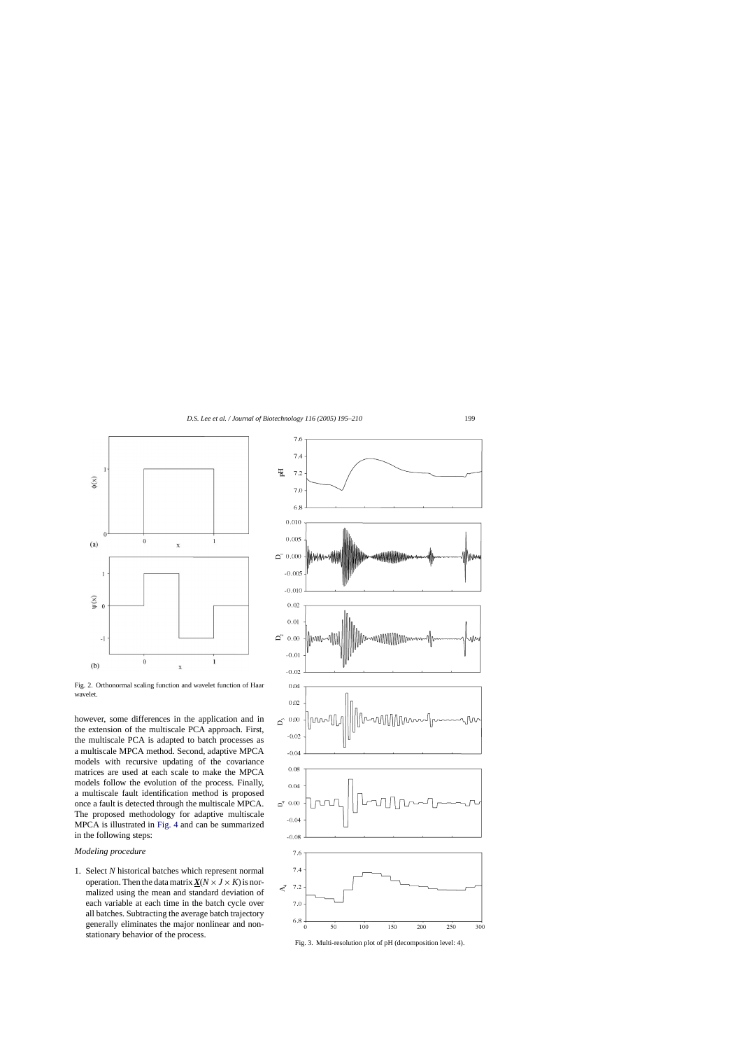Fig. 2. Orthonormal scaling function and wavelet function of Haar wavelet.

however, some differences in the application and in the extension of the multiscale PCA approach. First, the multiscale PCA is adapted to batch processes as a multiscale MPCA method. Second, adaptive MPCA models with recursive updating of the covariance matrices are used at each scale to make the MPCA models follow the evolution of the process. Finally, a multiscale fault identification method is proposed once a fault is detected through the multiscale MPCA. The proposed methodology for adaptive multiscale MPCA is illustrated in Fig. 4 and can be summarized in the following steps:

*Modeling procedure*

1. Select *N* historical batches which represent normal operation. Then the data matrix $\underline{\mathbf{X}}(N \times J \times K)$ is normalized using the mean and standard deviation of each variable at each time in the batch cycle over all batches. Subtracting the average batch trajectory generally eliminates the major nonlinear and nonstationary behavior of the process.

Fig. 3. Multi-resolution plot of pH (decomposition level: 4).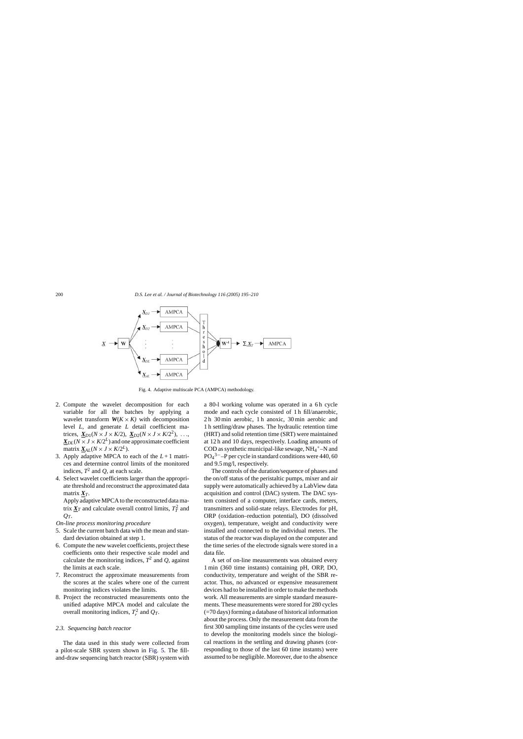Fig. 4. Adaptive multiscale PCA (AMPCA) methodology.

2. Compute the wavelet decomposition for each variable for all the batches by applying a wavelet transform $\boldsymbol{W}(K \times K)$ with decomposition level $L$, and generate $L$ detail coefficient matrices, $\underline{\boldsymbol{X}}_{D1}(N \times J \times K/2)$, $\underline{\boldsymbol{X}}_{D2}(N \times J \times K/2^2)$, ..., $\underline{\boldsymbol{X}}_{DL}(N \times J \times K/2^L)$ and one approximate coefficient matrix $\underline{\boldsymbol{X}}_{AL}(N \times J \times K/2^L)$.
3. Apply adaptive MPCA to each of the $L+1$ matrices and determine control limits of the monitored indices, $T^2$ and $Q$, at each scale.
4. Select wavelet coefficients larger than the appropriate threshold and reconstruct the approximated data matrix $\underline{\boldsymbol{X}}_T$.
   Apply adaptive MPCA to the reconstructed data matrix $\underline{\boldsymbol{X}}_T$ and calculate overall control limits, $T_T^2$ and $Q_T$.

*On-line process monitoring procedure*

5. Scale the current batch data with the mean and standard deviation obtained at step 1.
6. Compute the new wavelet coefficients, project these coefficients onto their respective scale model and calculate the monitoring indices, $T^2$ and $Q$, against the limits at each scale.
7. Reconstruct the approximate measurements from the scores at the scales where one of the current monitoring indices violates the limits.
8. Project the reconstructed measurements onto the unified adaptive MPCA model and calculate the overall monitoring indices, $T_r^2$ and $Q_T$.

### 2.3. Sequencing batch reactor

The data used in this study were collected from a pilot-scale SBR system shown in Fig. 5. The fill-and-draw sequencing batch reactor (SBR) system with a 80-l working volume was operated in a 6 h cycle mode and each cycle consisted of 1 h fill/anaerobic, 2 h 30 min aerobic, 1 h anoxic, 30 min aerobic and 1 h settling/draw phases. The hydraulic retention time (HRT) and solid retention time (SRT) were maintained at 12 h and 10 days, respectively. Loading amounts of COD as synthetic municipal-like sewage, $NH_4^+$–N and $PO_4^{3-}$–P per cycle in standard conditions were 440, 60 and 9.5 mg/l, respectively.

The controls of the duration/sequence of phases and the on/off status of the peristaltic pumps, mixer and air supply were automatically achieved by a LabView data acquisition and control (DAC) system. The DAC system consisted of a computer, interface cards, meters, transmitters and solid-state relays. Electrodes for pH, ORP (oxidation–reduction potential), DO (dissolved oxygen), temperature, weight and conductivity were installed and connected to the individual meters. The status of the reactor was displayed on the computer and the time series of the electrode signals were stored in a data file.

A set of on-line measurements was obtained every 1 min (360 time instants) containing pH, ORP, DO, conductivity, temperature and weight of the SBR reactor. Thus, no advanced or expensive measurement devices had to be installed in order to make the methods work. All measurements are simple standard measurements. These measurements were stored for 280 cycles (=70 days) forming a database of historical information about the process. Only the measurement data from the first 300 sampling time instants of the cycles were used to develop the monitoring models since the biological reactions in the settling and drawing phases (corresponding to those of the last 60 time instants) were assumed to be negligible. Moreover, due to the absence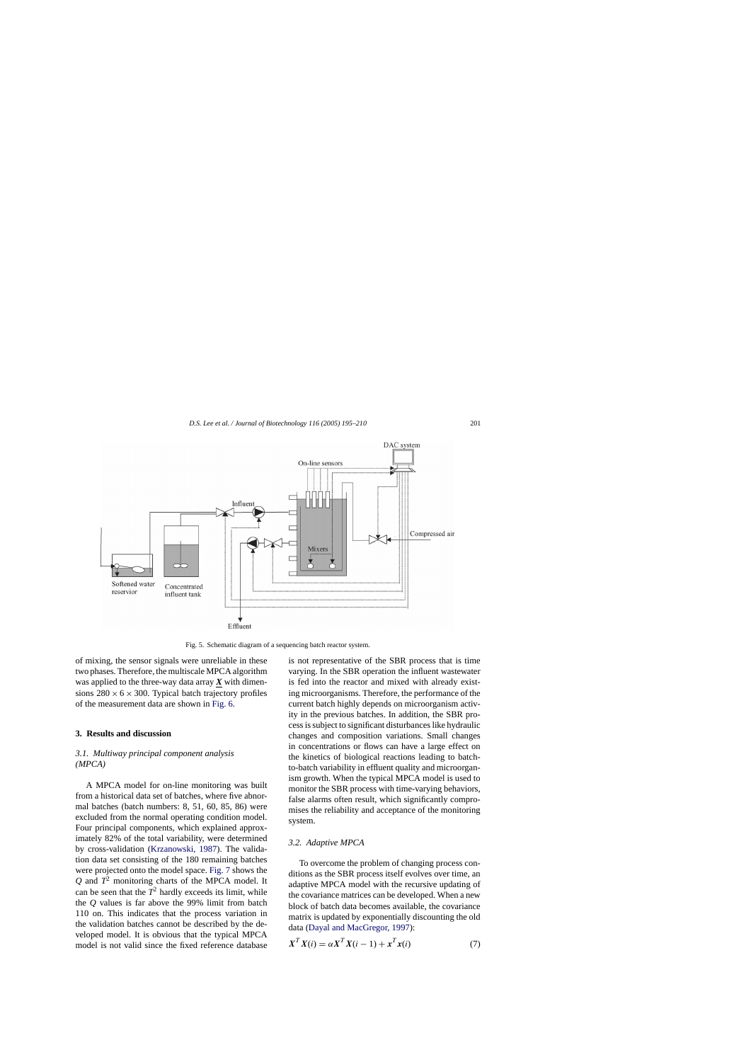Fig. 5. Schematic diagram of a sequencing batch reactor system.

of mixing, the sensor signals were unreliable in these two phases. Therefore, the multiscale MPCA algorithm was applied to the three-way data array $\underline{\boldsymbol{X}}$ with dimensions $280 \times 6 \times 300$. Typical batch trajectory profiles of the measurement data are shown in Fig. 6.

## 3. Results and discussion

### 3.1. Multiway principal component analysis (MPCA)

A MPCA model for on-line monitoring was built from a historical data set of batches, where five abnormal batches (batch numbers: 8, 51, 60, 85, 86) were excluded from the normal operating condition model. Four principal components, which explained approximately 82% of the total variability, were determined by cross-validation (Krzanowski, 1987). The validation data set consisting of the 180 remaining batches were projected onto the model space. Fig. 7 shows the $Q$ and $T^2$ monitoring charts of the MPCA model. It can be seen that the $T^2$ hardly exceeds its limit, while the $Q$ values is far above the 99% limit from batch 110 on. This indicates that the process variation in the validation batches cannot be described by the developed model. It is obvious that the typical MPCA model is not valid since the fixed reference database is not representative of the SBR process that is time varying. In the SBR operation the influent wastewater is fed into the reactor and mixed with already existing microorganisms. Therefore, the performance of the current batch highly depends on microorganism activity in the previous batches. In addition, the SBR process is subject to significant disturbances like hydraulic changes and composition variations. Small changes in concentrations or flows can have a large effect on the kinetics of biological reactions leading to batch-to-batch variability in effluent quality and microorganism growth. When the typical MPCA model is used to monitor the SBR process with time-varying behaviors, false alarms often result, which significantly compromises the reliability and acceptance of the monitoring system.

### 3.2. Adaptive MPCA

To overcome the problem of changing process conditions as the SBR process itself evolves over time, an adaptive MPCA model with the recursive updating of the covariance matrices can be developed. When a new block of batch data becomes available, the covariance matrix is updated by exponentially discounting the old data (Dayal and MacGregor, 1997):

$$\boldsymbol{X}^T\boldsymbol{X}(i) = \alpha \boldsymbol{X}^T\boldsymbol{X}(i-1) + \boldsymbol{x}^T\boldsymbol{x}(i) \tag{7}$$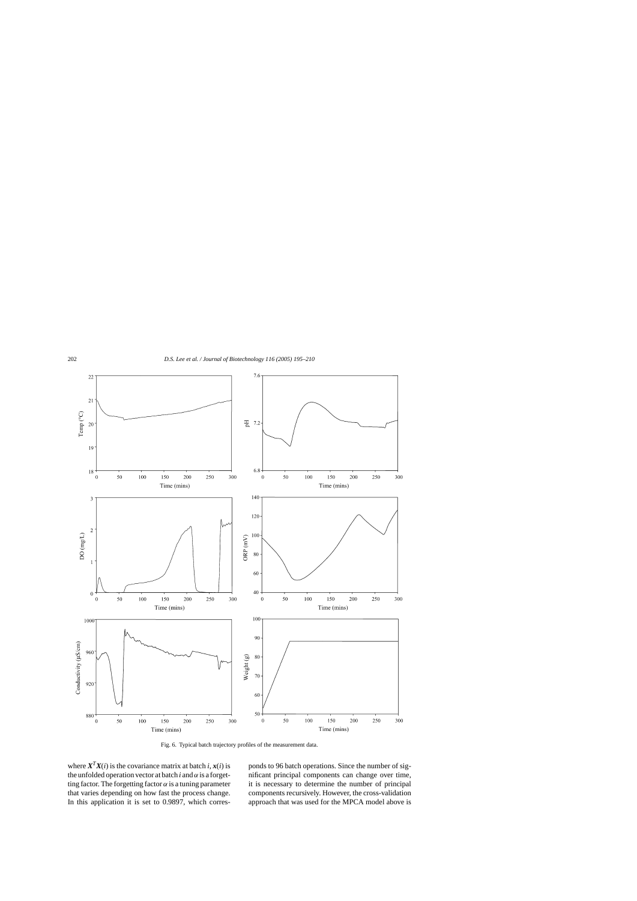Fig. 6. Typical batch trajectory profiles of the measurement data.

where $\boldsymbol{X}^T\boldsymbol{X}(i)$ is the covariance matrix at batch $i$, $\boldsymbol{x}(i)$ is the unfolded operation vector at batch $i$ and $\alpha$ is a forgetting factor. The forgetting factor $\alpha$ is a tuning parameter that varies depending on how fast the process change. In this application it is set to 0.9897, which corresponds to 96 batch operations. Since the number of significant principal components can change over time, it is necessary to determine the number of principal components recursively. However, the cross-validation approach that was used for the MPCA model above is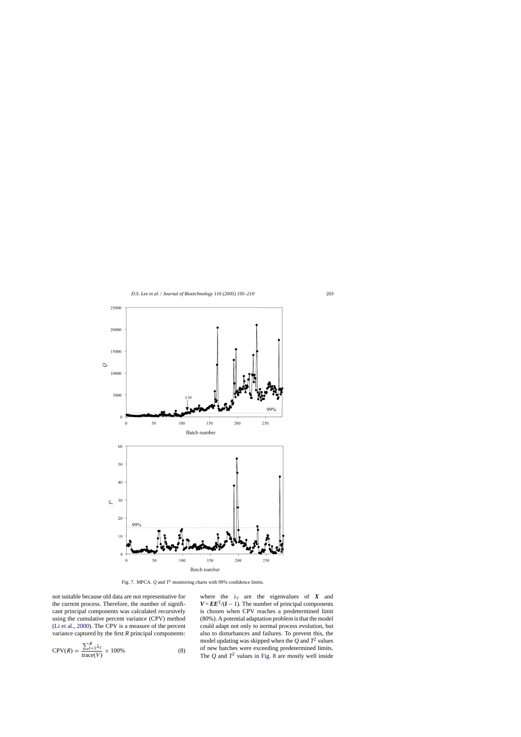Fig. 7. MPCA. $Q$ and $T^2$ monitoring charts with 99% confidence limits.

not suitable because old data are not representative for the current process. Therefore, the number of significant principal components was calculated recursively using the cumulative percent variance (CPV) method (Li et al., 2000). The CPV is a measure of the percent variance captured by the first $R$ principal components:

$$\mathrm{CPV}(R) = \frac{\sum_{l=1}^{R} \lambda_l}{\mathrm{trace}(V)} \times 100\% \tag{8}$$

where the $\lambda_l$ are the eigenvalues of $\boldsymbol{X}$ and $\boldsymbol{V} = \boldsymbol{E}\boldsymbol{E}^T/(\boldsymbol{I} - 1)$. The number of principal components is chosen when CPV reaches a predetermined limit (80%). A potential adaptation problem is that the model could adapt not only to normal process evolution, but also to disturbances and failures. To prevent this, the model updating was skipped when the $Q$ and $T^2$ values of new batches were exceeding predetermined limits. The $Q$ and $T^2$ values in Fig. 8 are mostly well inside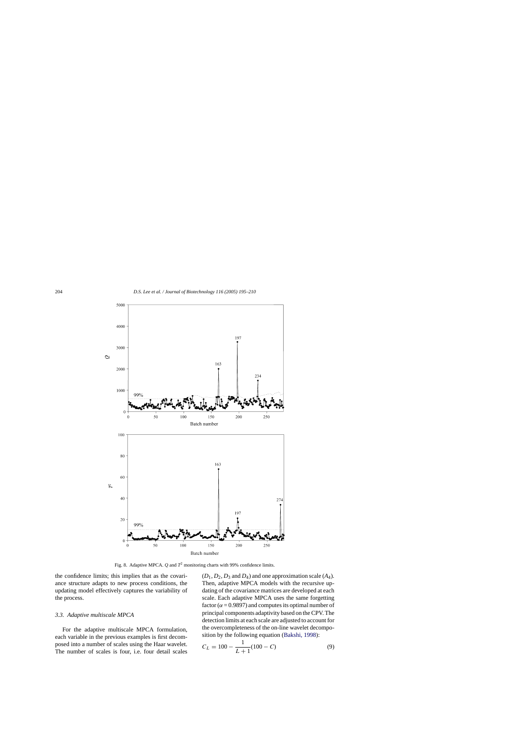Fig. 8. Adaptive MPCA. $Q$ and $T^2$ monitoring charts with 99% confidence limits.

the confidence limits; this implies that as the covariance structure adapts to new process conditions, the updating model effectively captures the variability of the process.

### 3.3. Adaptive multiscale MPCA

For the adaptive multiscale MPCA formulation, each variable in the previous examples is first decomposed into a number of scales using the Haar wavelet. The number of scales is four, i.e. four detail scales ($D_1, D_2, D_3$ and $D_4$) and one approximation scale ($A_4$). Then, adaptive MPCA models with the recursive updating of the covariance matrices are developed at each scale. Each adaptive MPCA uses the same forgetting factor ($\alpha = 0.9897$) and computes its optimal number of principal components adaptivity based on the CPV. The detection limits at each scale are adjusted to account for the overcompleteness of the on-line wavelet decomposition by the following equation (Bakshi, 1998):

$$C_L = 100 - \frac{1}{L+1}(100 - C) \tag{9}$$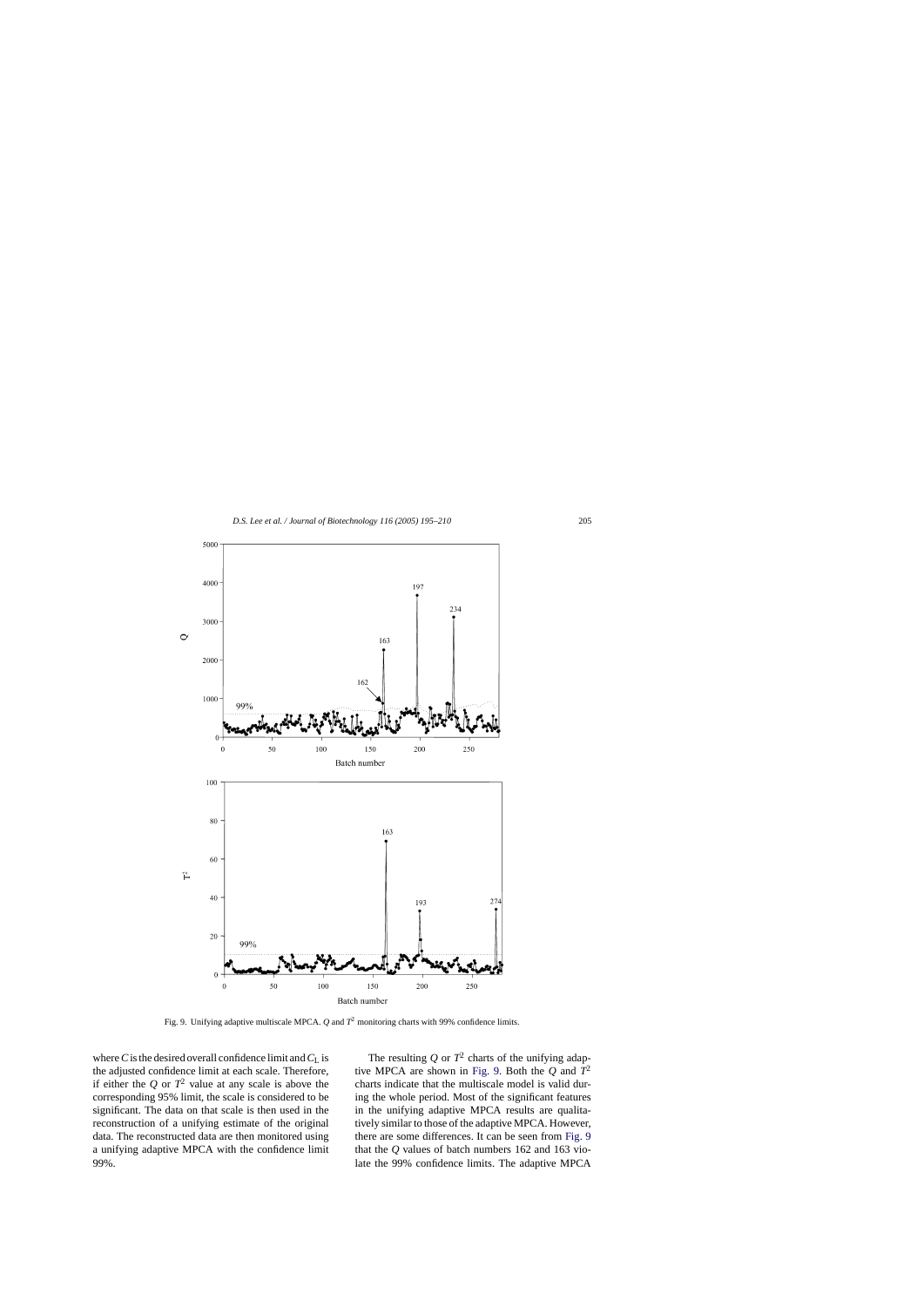Fig. 9. Unifying adaptive multiscale MPCA. $Q$ and $T^2$ monitoring charts with 99% confidence limits.

where $C$ is the desired overall confidence limit and $C_L$ is the adjusted confidence limit at each scale. Therefore, if either the $Q$ or $T^2$ value at any scale is above the corresponding 95% limit, the scale is considered to be significant. The data on that scale is then used in the reconstruction of a unifying estimate of the original data. The reconstructed data are then monitored using a unifying adaptive MPCA with the confidence limit 99%.

The resulting $Q$ or $T^2$ charts of the unifying adaptive MPCA are shown in Fig. 9. Both the $Q$ and $T^2$ charts indicate that the multiscale model is valid during the whole period. Most of the significant features in the unifying adaptive MPCA results are qualitatively similar to those of the adaptive MPCA. However, there are some differences. It can be seen from Fig. 9 that the $Q$ values of batch numbers 162 and 163 violate the 99% confidence limits. The adaptive MPCA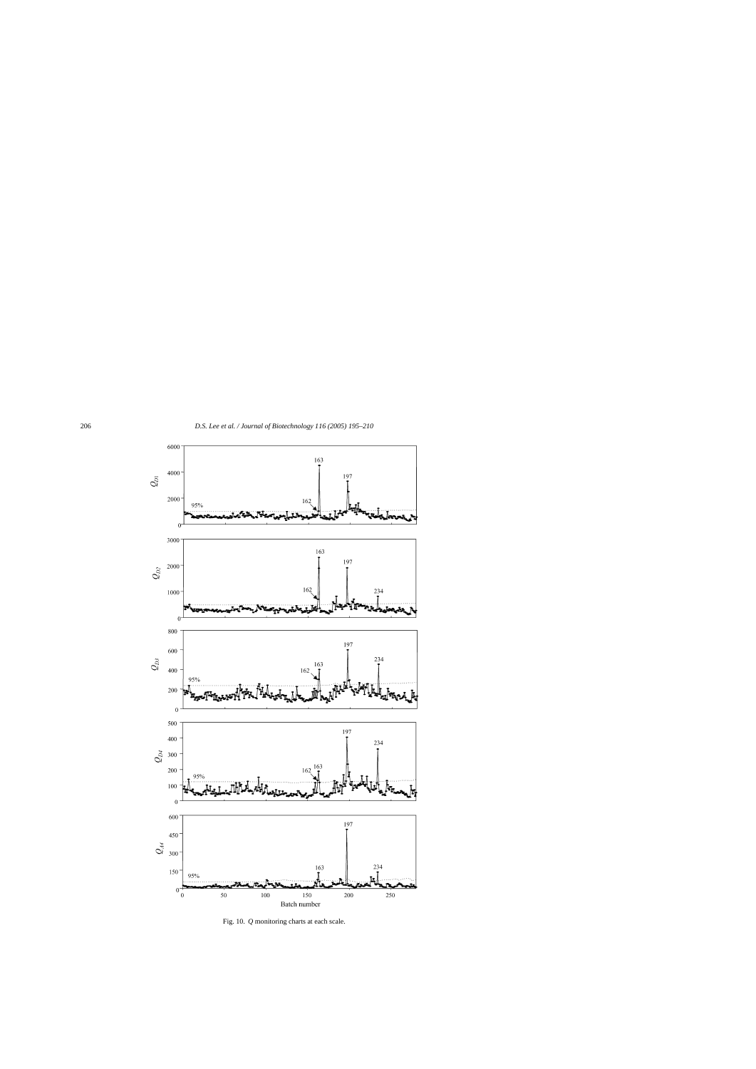Fig. 10. $Q$ monitoring charts at each scale.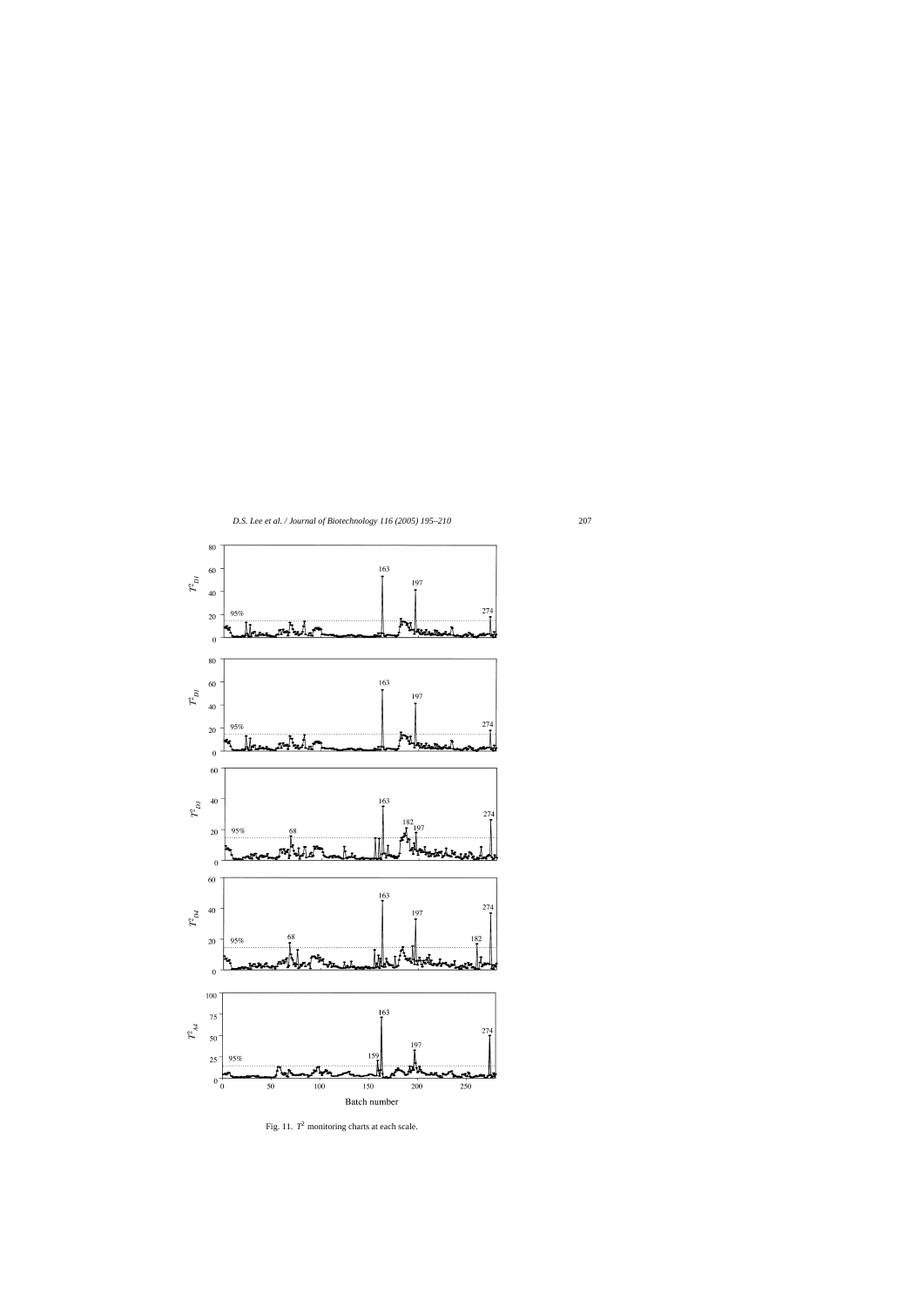Fig. 11. $T^2$ monitoring charts at each scale.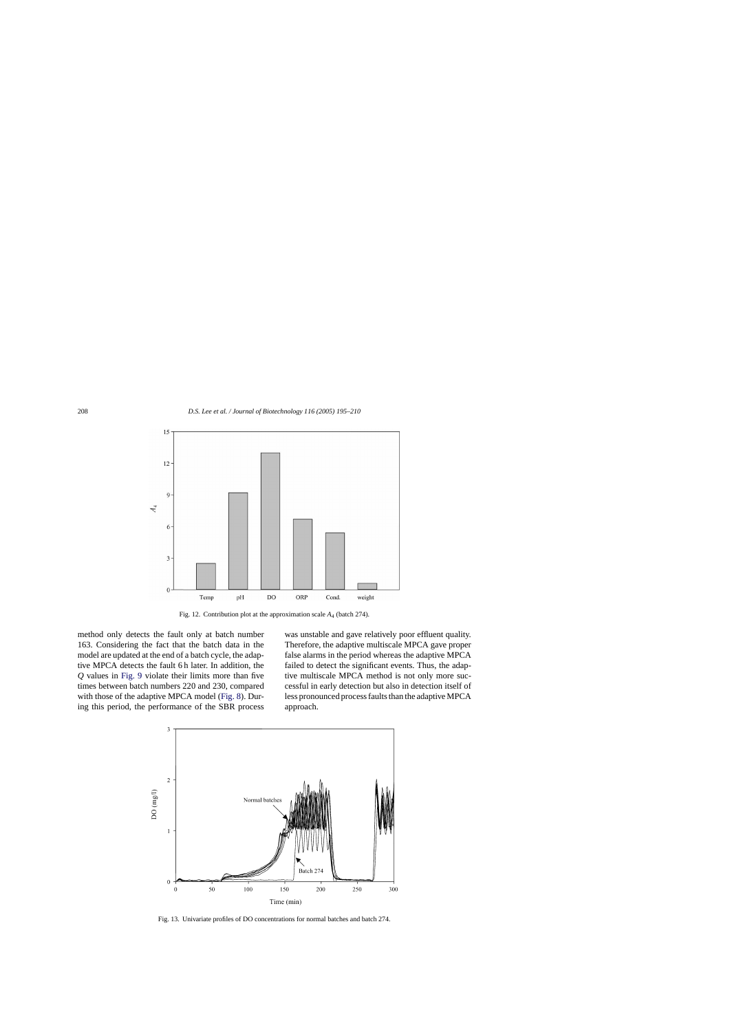Fig. 12. Contribution plot at the approximation scale $A_4$ (batch 274).

method only detects the fault only at batch number 163. Considering the fact that the batch data in the model are updated at the end of a batch cycle, the adaptive MPCA detects the fault 6 h later. In addition, the $Q$ values in Fig. 9 violate their limits more than five times between batch numbers 220 and 230, compared with those of the adaptive MPCA model (Fig. 8). During this period, the performance of the SBR process was unstable and gave relatively poor effluent quality. Therefore, the adaptive multiscale MPCA gave proper false alarms in the period whereas the adaptive MPCA failed to detect the significant events. Thus, the adaptive multiscale MPCA method is not only more successful in early detection but also in detection itself of less pronounced process faults than the adaptive MPCA approach.

Fig. 13. Univariate profiles of DO concentrations for normal batches and batch 274.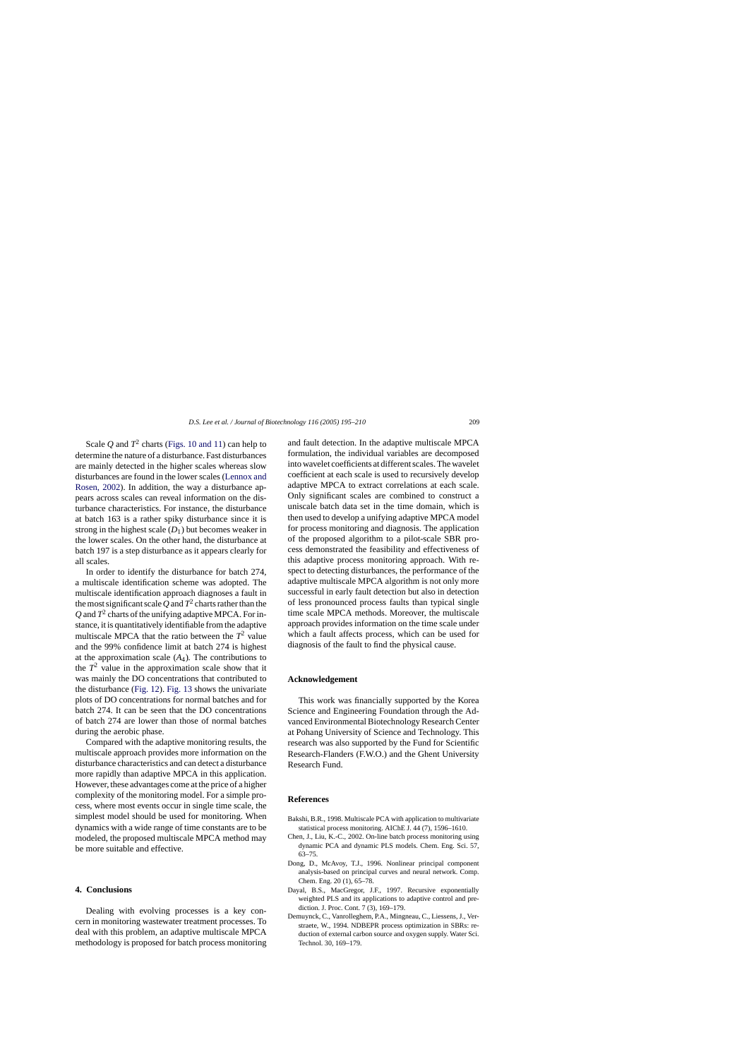Scale $Q$ and $T^2$ charts (Figs. 10 and 11) can help to determine the nature of a disturbance. Fast disturbances are mainly detected in the higher scales whereas slow disturbances are found in the lower scales (Lennox and Rosen, 2002). In addition, the way a disturbance appears across scales can reveal information on the disturbance characteristics. For instance, the disturbance at batch 163 is a rather spiky disturbance since it is strong in the highest scale ($D_1$) but becomes weaker in the lower scales. On the other hand, the disturbance at batch 197 is a step disturbance as it appears clearly for all scales.

In order to identify the disturbance for batch 274, a multiscale identification scheme was adopted. The multiscale identification approach diagnoses a fault in the most significant scale $Q$ and $T^2$ charts rather than the $Q$ and $T^2$ charts of the unifying adaptive MPCA. For instance, it is quantitatively identifiable from the adaptive multiscale MPCA that the ratio between the $T^2$ value and the 99% confidence limit at batch 274 is highest at the approximation scale ($A_4$). The contributions to the $T^2$ value in the approximation scale show that it was mainly the DO concentrations that contributed to the disturbance (Fig. 12). Fig. 13 shows the univariate plots of DO concentrations for normal batches and for batch 274. It can be seen that the DO concentrations of batch 274 are lower than those of normal batches during the aerobic phase.

Compared with the adaptive monitoring results, the multiscale approach provides more information on the disturbance characteristics and can detect a disturbance more rapidly than adaptive MPCA in this application. However, these advantages come at the price of a higher complexity of the monitoring model. For a simple process, where most events occur in single time scale, the simplest model should be used for monitoring. When dynamics with a wide range of time constants are to be modeled, the proposed multiscale MPCA method may be more suitable and effective.

## 4. Conclusions

Dealing with evolving processes is a key concern in monitoring wastewater treatment processes. To deal with this problem, an adaptive multiscale MPCA methodology is proposed for batch process monitoring and fault detection. In the adaptive multiscale MPCA formulation, the individual variables are decomposed into wavelet coefficients at different scales. The wavelet coefficient at each scale is used to recursively develop adaptive MPCA to extract correlations at each scale. Only significant scales are combined to construct a uniscale batch data set in the time domain, which is then used to develop a unifying adaptive MPCA model for process monitoring and diagnosis. The application of the proposed algorithm to a pilot-scale SBR process demonstrated the feasibility and effectiveness of this adaptive process monitoring approach. With respect to detecting disturbances, the performance of the adaptive multiscale MPCA algorithm is not only more successful in early fault detection but also in detection of less pronounced process faults than typical single time scale MPCA methods. Moreover, the multiscale approach provides information on the time scale under which a fault affects process, which can be used for diagnosis of the fault to find the physical cause.

## Acknowledgement

This work was financially supported by the Korea Science and Engineering Foundation through the Advanced Environmental Biotechnology Research Center at Pohang University of Science and Technology. This research was also supported by the Fund for Scientific Research-Flanders (F.W.O.) and the Ghent University Research Fund.

## References

Bakshi, B.R., 1998. Multiscale PCA with application to multivariate statistical process monitoring. AIChE J. 44 (7), 1596–1610.

Chen, J., Liu, K.-C., 2002. On-line batch process monitoring using dynamic PCA and dynamic PLS models. Chem. Eng. Sci. 57, 63–75.

Dong, D., McAvoy, T.J., 1996. Nonlinear principal component analysis-based on principal curves and neural network. Comp. Chem. Eng. 20 (1), 65–78.

Dayal, B.S., MacGregor, J.F., 1997. Recursive exponentially weighted PLS and its applications to adaptive control and prediction. J. Proc. Cont. 7 (3), 169–179.

Demuynck, C., Vanrolleghem, P.A., Mingneau, C., Liessens, J., Verstraete, W., 1994. NDBEPR process optimization in SBRs: reduction of external carbon source and oxygen supply. Water Sci. Technol. 30, 169–179.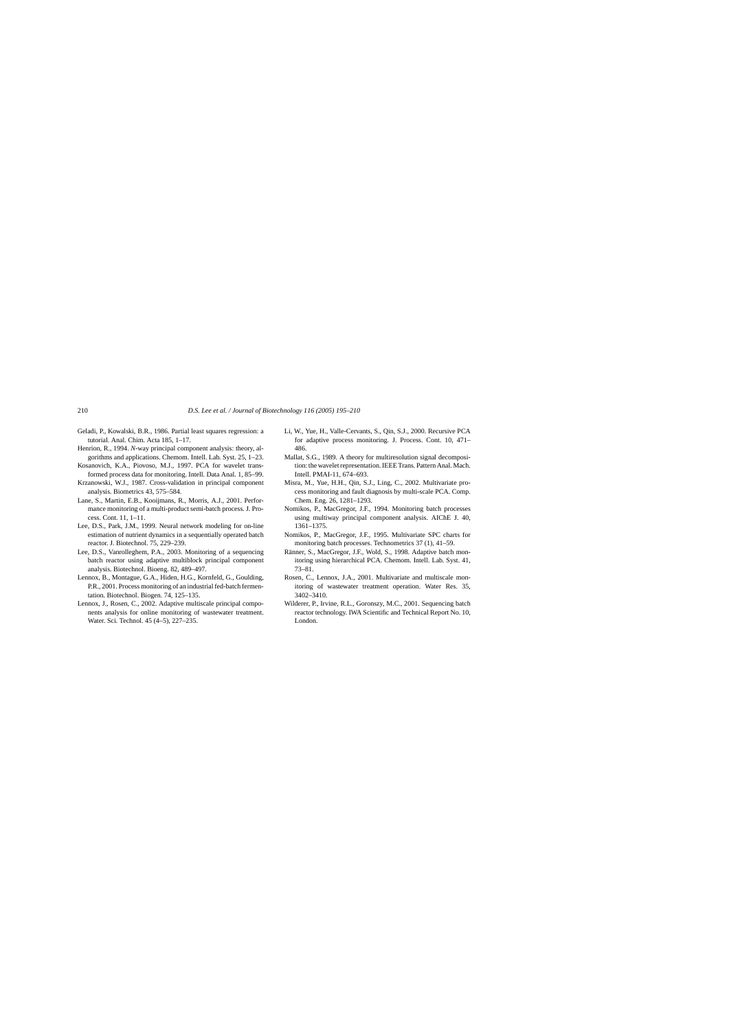Geladi, P., Kowalski, B.R., 1986. Partial least squares regression: a tutorial. Anal. Chim. Acta 185, 1–17.

Henrion, R., 1994. *N*-way principal component analysis: theory, algorithms and applications. Chemom. Intell. Lab. Syst. 25, 1–23.

Kosanovich, K.A., Piovoso, M.J., 1997. PCA for wavelet transformed process data for monitoring. Intell. Data Anal. 1, 85–99.

Krzanowski, W.J., 1987. Cross-validation in principal component analysis. Biometrics 43, 575–584.

Lane, S., Martin, E.B., Kooijmans, R., Morris, A.J., 2001. Performance monitoring of a multi-product semi-batch process. J. Process. Cont. 11, 1–11.

Lee, D.S., Park, J.M., 1999. Neural network modeling for on-line estimation of nutrient dynamics in a sequentially operated batch reactor. J. Biotechnol. 75, 229–239.

Lee, D.S., Vanrolleghem, P.A., 2003. Monitoring of a sequencing batch reactor using adaptive multiblock principal component analysis. Biotechnol. Bioeng. 82, 489–497.

Lennox, B., Montague, G.A., Hiden, H.G., Kornfeld, G., Goulding, P.R., 2001. Process monitoring of an industrial fed-batch fermentation. Biotechnol. Biogen. 74, 125–135.

Lennox, J., Rosen, C., 2002. Adaptive multiscale principal components analysis for online monitoring of wastewater treatment. Water. Sci. Technol. 45 (4–5), 227–235.

Li, W., Yue, H., Valle-Cervants, S., Qin, S.J., 2000. Recursive PCA for adaptive process monitoring. J. Process. Cont. 10, 471–486.

Mallat, S.G., 1989. A theory for multiresolution signal decomposition: the wavelet representation. IEEE Trans. Pattern Anal. Mach. Intell. PMAI-11, 674–693.

Misra, M., Yue, H.H., Qin, S.J., Ling, C., 2002. Multivariate process monitoring and fault diagnosis by multi-scale PCA. Comp. Chem. Eng. 26, 1281–1293.

Nomikos, P., MacGregor, J.F., 1994. Monitoring batch processes using multiway principal component analysis. AIChE J. 40, 1361–1375.

Nomikos, P., MacGregor, J.F., 1995. Multivariate SPC charts for monitoring batch processes. Technometrics 37 (1), 41–59.

Ränner, S., MacGregor, J.F., Wold, S., 1998. Adaptive batch monitoring using hierarchical PCA. Chemom. Intell. Lab. Syst. 41, 73–81.

Rosen, C., Lennox, J.A., 2001. Multivariate and multiscale monitoring of wastewater treatment operation. Water Res. 35, 3402–3410.

Wilderer, P., Irvine, R.L., Goronszy, M.C., 2001. Sequencing batch reactor technology. IWA Scientific and Technical Report No. 10, London.